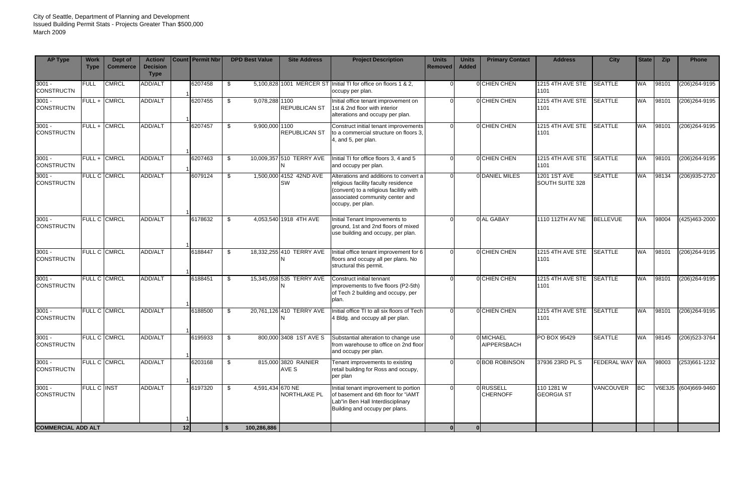City of Seattle, Department of Planning and Development
Issued Building Permit Stats - Projects Greater Than $500,000
March 2009

| AP Type | Work Type | Dept of Commerce | Action/ Decision Type | Count | Permit Nbr | DPD Best Value | Site Address | Project Description | Units Removed | Units Added | Primary Contact | Address | City | State | Zip | Phone |
|---|---|---|---|---|---|---|---|---|---|---|---|---|---|---|---|---|
| 3001 - CONSTRUCTN | FULL | CMRCL | ADD/ALT | 1 | 6207458 | $ 5,100,828 | 1001 MERCER ST | Initial TI for office on floors 1 & 2, occupy per plan. | 0 | 0 | CHIEN CHEN | 1215 4TH AVE STE 1101 | SEATTLE | WA | 98101 | (206)264-9195 |
| 3001 - CONSTRUCTN | FULL + | CMRCL | ADD/ALT | 1 | 6207455 | $ 9,078,288 | 1100 REPUBLICAN ST | Initial office tenant improvement on 1st & 2nd floor with interior alterations and occupy per plan. | 0 | 0 | CHIEN CHEN | 1215 4TH AVE STE 1101 | SEATTLE | WA | 98101 | (206)264-9195 |
| 3001 - CONSTRUCTN | FULL + | CMRCL | ADD/ALT | 1 | 6207457 | $ 9,900,000 | 1100 REPUBLICAN ST | Construct initial tenant improvements to a commercial structure on floors 3, 4, and 5, per plan. | 0 | 0 | CHIEN CHEN | 1215 4TH AVE STE 1101 | SEATTLE | WA | 98101 | (206)264-9195 |
| 3001 - CONSTRUCTN | FULL + | CMRCL | ADD/ALT | 1 | 6207463 | $ 10,009,357 | 510 TERRY AVE N | Initial TI for office floors 3, 4 and 5 and occupy per plan. | 0 | 0 | CHIEN CHEN | 1215 4TH AVE STE 1101 | SEATTLE | WA | 98101 | (206)264-9195 |
| 3001 - CONSTRUCTN | FULL C | CMRCL | ADD/ALT | 1 | 6079124 | $ 1,500,000 | 4152 42ND AVE SW | Alterations and additions to convert a religious facility faculty residence (convent) to a religious facility with associated community center and occupy, per plan. | 0 | 0 | DANIEL MILES | 1201 1ST AVE SOUTH SUITE 328 | SEATTLE | WA | 98134 | (206)935-2720 |
| 3001 - CONSTRUCTN | FULL C | CMRCL | ADD/ALT | 1 | 6178632 | $ 4,053,540 | 1918 4TH AVE | Initial Tenant Improvements to ground, 1st and 2nd floors of mixed use building and occupy, per plan. | 0 | 0 | AL GABAY | 1110 112TH AV NE | BELLEVUE | WA | 98004 | (425)463-2000 |
| 3001 - CONSTRUCTN | FULL C | CMRCL | ADD/ALT | 1 | 6188447 | $ 18,332,255 | 410 TERRY AVE N | Initial office tenant improvement for 6 floors and occupy all per plans. No structural this permit. | 0 | 0 | CHIEN CHEN | 1215 4TH AVE STE 1101 | SEATTLE | WA | 98101 | (206)264-9195 |
| 3001 - CONSTRUCTN | FULL C | CMRCL | ADD/ALT | 1 | 6188451 | $ 15,345,058 | 535 TERRY AVE N | Construct initial tennant improvements to five floors (P2-5th) of Tech 2 building and occupy, per plan. | 0 | 0 | CHIEN CHEN | 1215 4TH AVE STE 1101 | SEATTLE | WA | 98101 | (206)264-9195 |
| 3001 - CONSTRUCTN | FULL C | CMRCL | ADD/ALT | 1 | 6188500 | $ 20,761,126 | 410 TERRY AVE N | Initial office TI to all six floors of Tech 4 Bldg. and occupy all per plan. | 0 | 0 | CHIEN CHEN | 1215 4TH AVE STE 1101 | SEATTLE | WA | 98101 | (206)264-9195 |
| 3001 - CONSTRUCTN | FULL C | CMRCL | ADD/ALT | 1 | 6195933 | $ 800,000 | 3408 1ST AVE S | Substantial alteration to change use from warehouse to office on 2nd floor and occupy per plan. | 0 | 0 | MICHAEL AIPPERSBACH | PO BOX 95429 | SEATTLE | WA | 98145 | (206)523-3764 |
| 3001 - CONSTRUCTN | FULL C | CMRCL | ADD/ALT | 1 | 6203168 | $ 815,000 | 3820 RAINIER AVE S | Tenant improvements to existing retail building for Ross and occupy, per plan | 0 | 0 | BOB ROBINSON | 37936 23RD PL S | FEDERAL WAY | WA | 98003 | (253)661-1232 |
| 3001 - CONSTRUCTN | FULL C | INST | ADD/ALT | 1 | 6197320 | $ 4,591,434 | 670 NE NORTHLAKE PL | Initial tenant improvement to portion of basement and 6th floor for "iAMT Lab"in Ben Hall Interdisciplinary Building and occupy per plans. | 0 | 0 | RUSSELL CHERNOFF | 110 1281 W GEORGIA ST | VANCOUVER | BC | V6E3J5 | (604)669-9460 |
| **COMMERCIAL ADD ALT** | | | | **12** | | **$ 100,286,886** | | | **0** | **0** | | | | | | |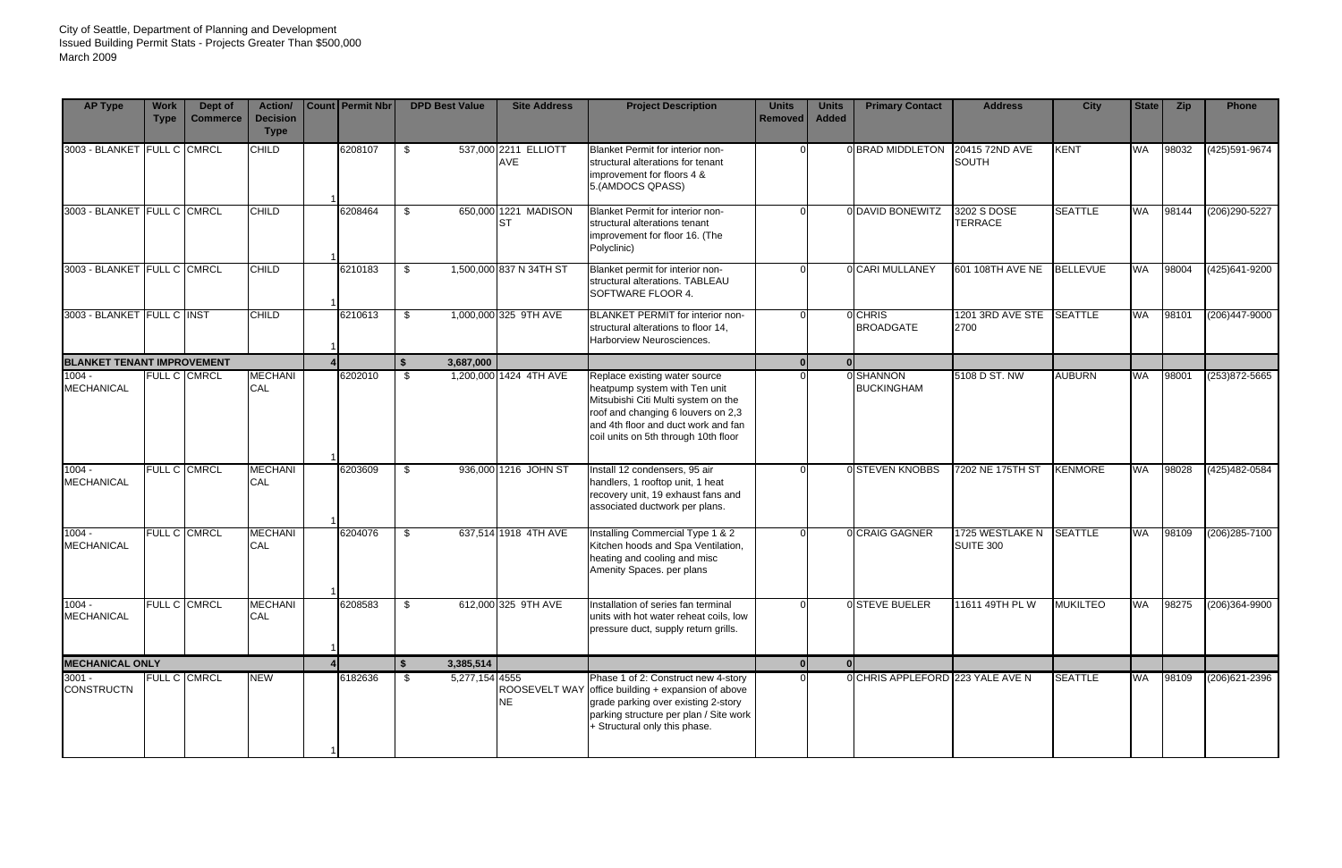City of Seattle, Department of Planning and Development
Issued Building Permit Stats - Projects Greater Than $500,000
March 2009

| AP Type | Work Type | Dept of Commerce | Action/ Decision Type | Count | Permit Nbr | DPD Best Value | Site Address | Project Description | Units Removed | Units Added | Primary Contact | Address | City | State | Zip | Phone |
|---|---|---|---|---|---|---|---|---|---|---|---|---|---|---|---|---|
| 3003 - BLANKET | FULL C | CMRCL | CHILD | 1 | 6208107 | $ 537,000 | 2211 ELLIOTT AVE | Blanket Permit for interior non-structural alterations for tenant improvement for floors 4 & 5.(AMDOCS QPASS) | 0 | 0 | BRAD MIDDLETON | 20415 72ND AVE SOUTH | KENT | WA | 98032 | (425)591-9674 |
| 3003 - BLANKET | FULL C | CMRCL | CHILD | 1 | 6208464 | $ 650,000 | 1221 MADISON ST | Blanket Permit for interior non-structural alterations tenant improvement for floor 16. (The Polyclinic) | 0 | 0 | DAVID BONEWITZ | 3202 S DOSE TERRACE | SEATTLE | WA | 98144 | (206)290-5227 |
| 3003 - BLANKET | FULL C | CMRCL | CHILD | 1 | 6210183 | $ 1,500,000 | 837 N 34TH ST | Blanket permit for interior non-structural alterations. TABLEAU SOFTWARE FLOOR 4. | 0 | 0 | CARI MULLANEY | 601 108TH AVE NE | BELLEVUE | WA | 98004 | (425)641-9200 |
| 3003 - BLANKET | FULL C | INST | CHILD | 1 | 6210613 | $ 1,000,000 | 325 9TH AVE | BLANKET PERMIT for interior non-structural alterations to floor 14, Harborview Neurosciences. | 0 | 0 | CHRIS BROADGATE | 1201 3RD AVE STE 2700 | SEATTLE | WA | 98101 | (206)447-9000 |
| **BLANKET TENANT IMPROVEMENT** | | | | **4** | | **$ 3,687,000** | | | **0** | **0** | | | | | | |
| 1004 - MECHANICAL | FULL C | CMRCL | MECHANICAL | 1 | 6202010 | $ 1,200,000 | 1424 4TH AVE | Replace existing water source heatpump system with Ten unit Mitsubishi Citi Multi system on the roof and changing 6 louvers on 2,3 and 4th floor and duct work and fan coil units on 5th through 10th floor | 0 | 0 | SHANNON BUCKINGHAM | 5108 D ST. NW | AUBURN | WA | 98001 | (253)872-5665 |
| 1004 - MECHANICAL | FULL C | CMRCL | MECHANICAL | 1 | 6203609 | $ 936,000 | 1216 JOHN ST | Install 12 condensers, 95 air handlers, 1 rooftop unit, 1 heat recovery unit, 19 exhaust fans and associated ductwork per plans. | 0 | 0 | STEVEN KNOBBS | 7202 NE 175TH ST | KENMORE | WA | 98028 | (425)482-0584 |
| 1004 - MECHANICAL | FULL C | CMRCL | MECHANICAL | 1 | 6204076 | $ 637,514 | 1918 4TH AVE | Installing Commercial Type 1 & 2 Kitchen hoods and Spa Ventilation, heating and cooling and misc Amenity Spaces. per plans | 0 | 0 | CRAIG GAGNER | 1725 WESTLAKE N SUITE 300 | SEATTLE | WA | 98109 | (206)285-7100 |
| 1004 - MECHANICAL | FULL C | CMRCL | MECHANICAL | 1 | 6208583 | $ 612,000 | 325 9TH AVE | Installation of series fan terminal units with hot water reheat coils, low pressure duct, supply return grills. | 0 | 0 | STEVE BUELER | 11611 49TH PL W | MUKILTEO | WA | 98275 | (206)364-9900 |
| **MECHANICAL ONLY** | | | | **4** | | **$ 3,385,514** | | | **0** | **0** | | | | | | |
| 3001 - CONSTRUCTN | FULL C | CMRCL | NEW | 1 | 6182636 | $ 5,277,154 | 4555 ROOSEVELT WAY NE | Phase 1 of 2: Construct new 4-story office building + expansion of above grade parking over existing 2-story parking structure per plan / Site work + Structural only this phase. | 0 | 0 | CHRIS APPLEFORD | 223 YALE AVE N | SEATTLE | WA | 98109 | (206)621-2396 |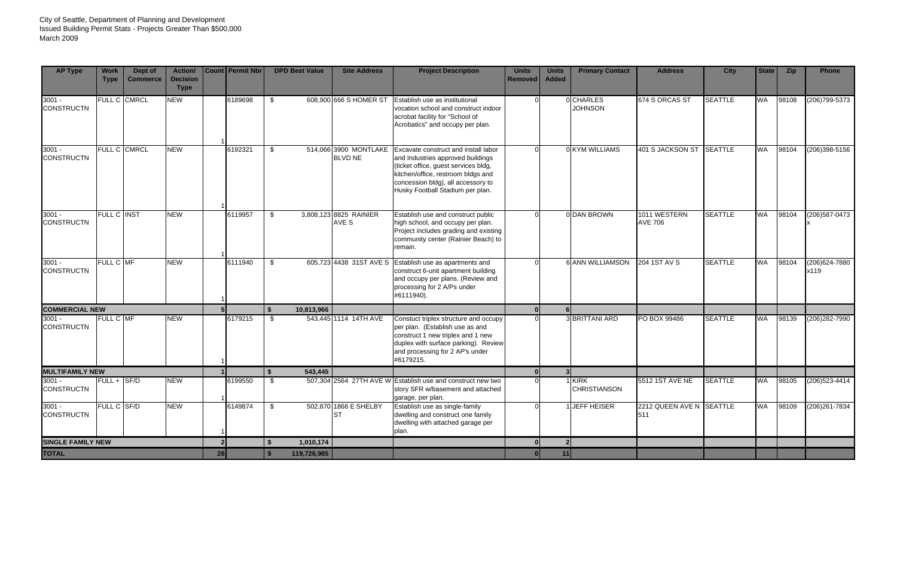City of Seattle, Department of Planning and Development
Issued Building Permit Stats - Projects Greater Than $500,000
March 2009

| AP Type | Work Type | Dept of Commerce | Action/ Decision Type | Count | Permit Nbr | DPD Best Value | Site Address | Project Description | Units Removed | Units Added | Primary Contact | Address | City | State | Zip | Phone |
|---|---|---|---|---|---|---|---|---|---|---|---|---|---|---|---|---|
| 3001 - CONSTRUCTN | FULL C | CMRCL | NEW | 1 | 6189698 | $ 608,900 | 666 S HOMER ST | Establish use as institutional vocation school and construct indoor acrobat facility for "School of Acrobatics" and occupy per plan. | 0 | 0 | CHARLES JOHNSON | 674 S ORCAS ST | SEATTLE | WA | 98108 | (206)799-5373 |
| 3001 - CONSTRUCTN | FULL C | CMRCL | NEW | 1 | 6192321 | $ 514,066 | 3900 MONTLAKE BLVD NE | Excavate construct and install labor and Industries approved buildings (ticket office, guest services bldg, kitchen/office, restroom bldgs and concession bldg), all accessory to Husky Football Stadium per plan. | 0 | 0 | KYM WILLIAMS | 401 S JACKSON ST | SEATTLE | WA | 98104 | (206)398-5156 |
| 3001 - CONSTRUCTN | FULL C | INST | NEW | 1 | 6119957 | $ 3,808,123 | 8825 RAINIER AVE S | Establish use and construct public high school, and occupy per plan. Project includes grading and existing community center (Rainier Beach) to remain. | 0 | 0 | DAN BROWN | 1011 WESTERN AVE 706 | SEATTLE | WA | 98104 | (206)587-0473 x |
| 3001 - CONSTRUCTN | FULL C | MF | NEW | 1 | 6111940 | $ 605,723 | 4438 31ST AVE S | Establish use as apartments and construct 6-unit apartment building and occupy per plans. (Review and processing for 2 A/Ps under #6111940). | 0 | 6 | ANN WILLIAMSON | 204 1ST AV S | SEATTLE | WA | 98104 | (206)624-7880 x119 |
| **COMMERCIAL NEW** | | | | **5** | | **$ 10,813,966** | | | **0** | **6** | | | | | | |
| 3001 - CONSTRUCTN | FULL C | MF | NEW | 1 | 6179215 | $ 543,445 | 1114 14TH AVE | Constuct triplex structure and occupy per plan. (Establish use as and construct 1 new triplex and 1 new duplex with surface parking). Review and processing for 2 AP's under #6179215. | 0 | 3 | BRITTANI ARD | PO BOX 99486 | SEATTLE | WA | 98139 | (206)282-7990 |
| **MULTIFAMILY NEW** | | | | **1** | | **$ 543,445** | | | **0** | **3** | | | | | | |
| 3001 - CONSTRUCTN | FULL + | SF/D | NEW | 1 | 6199550 | $ 507,304 | 2564 27TH AVE W | Establish use and construct new two story SFR w/basement and attached garage, per plan. | 0 | 1 | KIRK CHRISTIANSON | 5512 1ST AVE NE | SEATTLE | WA | 98105 | (206)523-4414 |
| 3001 - CONSTRUCTN | FULL C | SF/D | NEW | 1 | 6149874 | $ 502,870 | 1866 E SHELBY ST | Establish use as single-family dwelling and construct one family dwelling with attached garage per plan. | 0 | 1 | JEFF HEISER | 2212 QUEEN AVE N 511 | SEATTLE | WA | 98109 | (206)261-7834 |
| **SINGLE FAMILY NEW** | | | | **2** | | **$ 1,010,174** | | | **0** | **2** | | | | | | |
| **TOTAL** | | | | **28** | | **$ 119,726,985** | | | **0** | **11** | | | | | | |